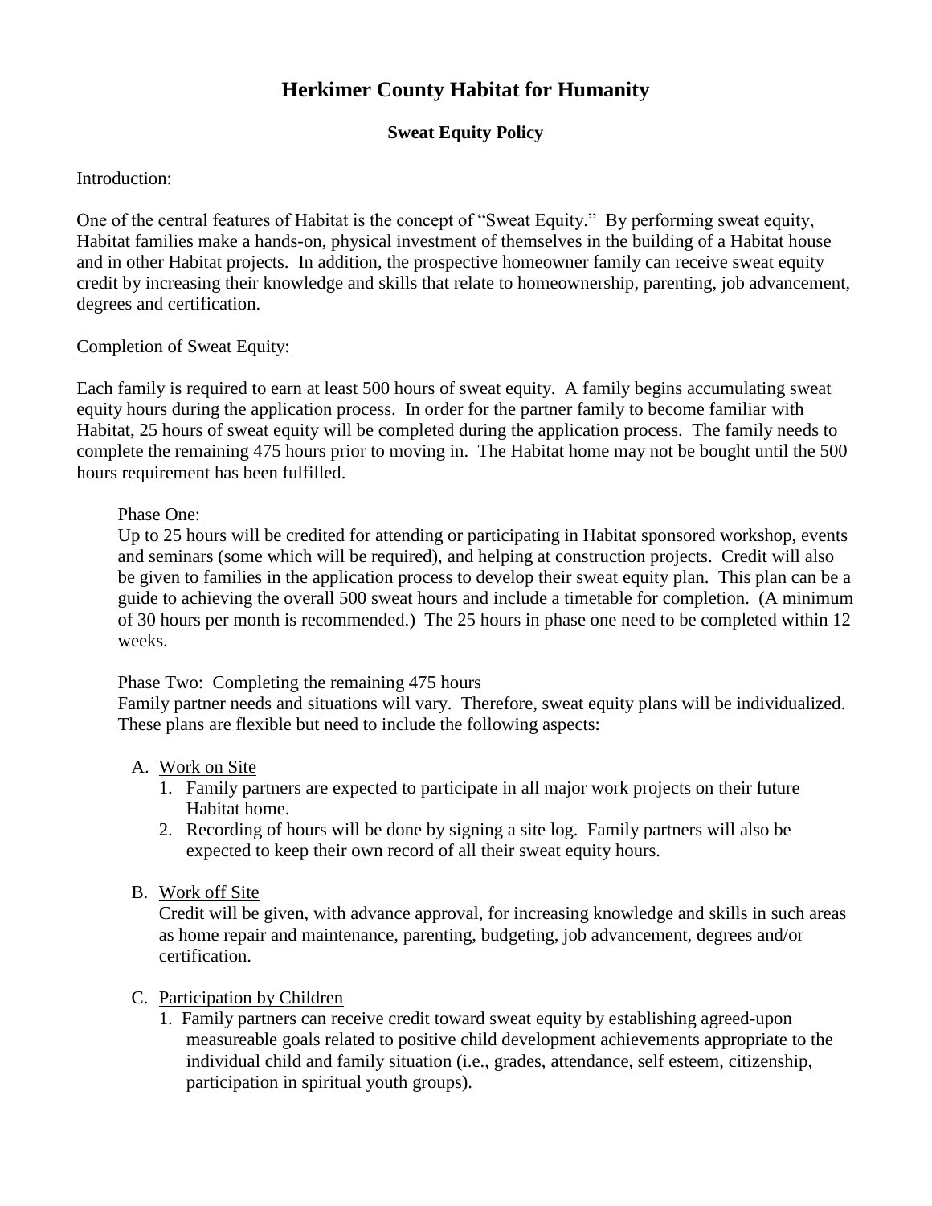# Herkimer County Habitat for Humanity

## Sweat Equity Policy

Introduction:

One of the central features of Habitat is the concept of "Sweat Equity." By performing sweat equity, Habitat families make a hands-on, physical investment of themselves in the building of a Habitat house and in other Habitat projects. In addition, the prospective homeowner family can receive sweat equity credit by increasing their knowledge and skills that relate to homeownership, parenting, job advancement, degrees and certification.

Completion of Sweat Equity:

Each family is required to earn at least 500 hours of sweat equity. A family begins accumulating sweat equity hours during the application process. In order for the partner family to become familiar with Habitat, 25 hours of sweat equity will be completed during the application process. The family needs to complete the remaining 475 hours prior to moving in. The Habitat home may not be bought until the 500 hours requirement has been fulfilled.

Phase One:
Up to 25 hours will be credited for attending or participating in Habitat sponsored workshop, events and seminars (some which will be required), and helping at construction projects. Credit will also be given to families in the application process to develop their sweat equity plan. This plan can be a guide to achieving the overall 500 sweat hours and include a timetable for completion. (A minimum of 30 hours per month is recommended.) The 25 hours in phase one need to be completed within 12 weeks.

Phase Two: Completing the remaining 475 hours
Family partner needs and situations will vary. Therefore, sweat equity plans will be individualized. These plans are flexible but need to include the following aspects:

A. Work on Site
   1. Family partners are expected to participate in all major work projects on their future Habitat home.
   2. Recording of hours will be done by signing a site log. Family partners will also be expected to keep their own record of all their sweat equity hours.

B. Work off Site
   Credit will be given, with advance approval, for increasing knowledge and skills in such areas as home repair and maintenance, parenting, budgeting, job advancement, degrees and/or certification.

C. Participation by Children
   1. Family partners can receive credit toward sweat equity by establishing agreed-upon measureable goals related to positive child development achievements appropriate to the individual child and family situation (i.e., grades, attendance, self esteem, citizenship, participation in spiritual youth groups).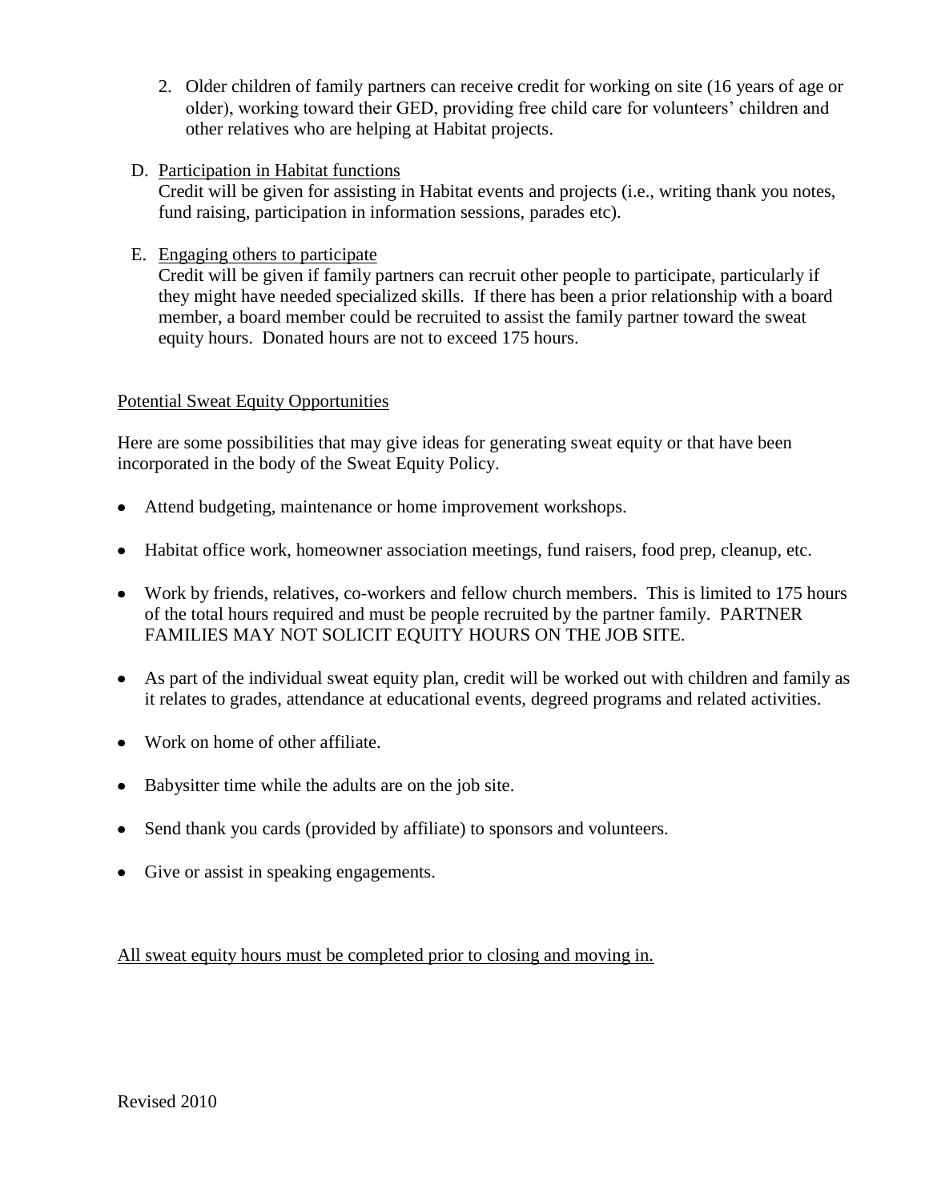2. Older children of family partners can receive credit for working on site (16 years of age or older), working toward their GED, providing free child care for volunteers' children and other relatives who are helping at Habitat projects.

D. Participation in Habitat functions
Credit will be given for assisting in Habitat events and projects (i.e., writing thank you notes, fund raising, participation in information sessions, parades etc).

E. Engaging others to participate
Credit will be given if family partners can recruit other people to participate, particularly if they might have needed specialized skills. If there has been a prior relationship with a board member, a board member could be recruited to assist the family partner toward the sweat equity hours. Donated hours are not to exceed 175 hours.

Potential Sweat Equity Opportunities

Here are some possibilities that may give ideas for generating sweat equity or that have been incorporated in the body of the Sweat Equity Policy.

- Attend budgeting, maintenance or home improvement workshops.
- Habitat office work, homeowner association meetings, fund raisers, food prep, cleanup, etc.
- Work by friends, relatives, co-workers and fellow church members. This is limited to 175 hours of the total hours required and must be people recruited by the partner family. PARTNER FAMILIES MAY NOT SOLICIT EQUITY HOURS ON THE JOB SITE.
- As part of the individual sweat equity plan, credit will be worked out with children and family as it relates to grades, attendance at educational events, degreed programs and related activities.
- Work on home of other affiliate.
- Babysitter time while the adults are on the job site.
- Send thank you cards (provided by affiliate) to sponsors and volunteers.
- Give or assist in speaking engagements.

All sweat equity hours must be completed prior to closing and moving in.

Revised 2010